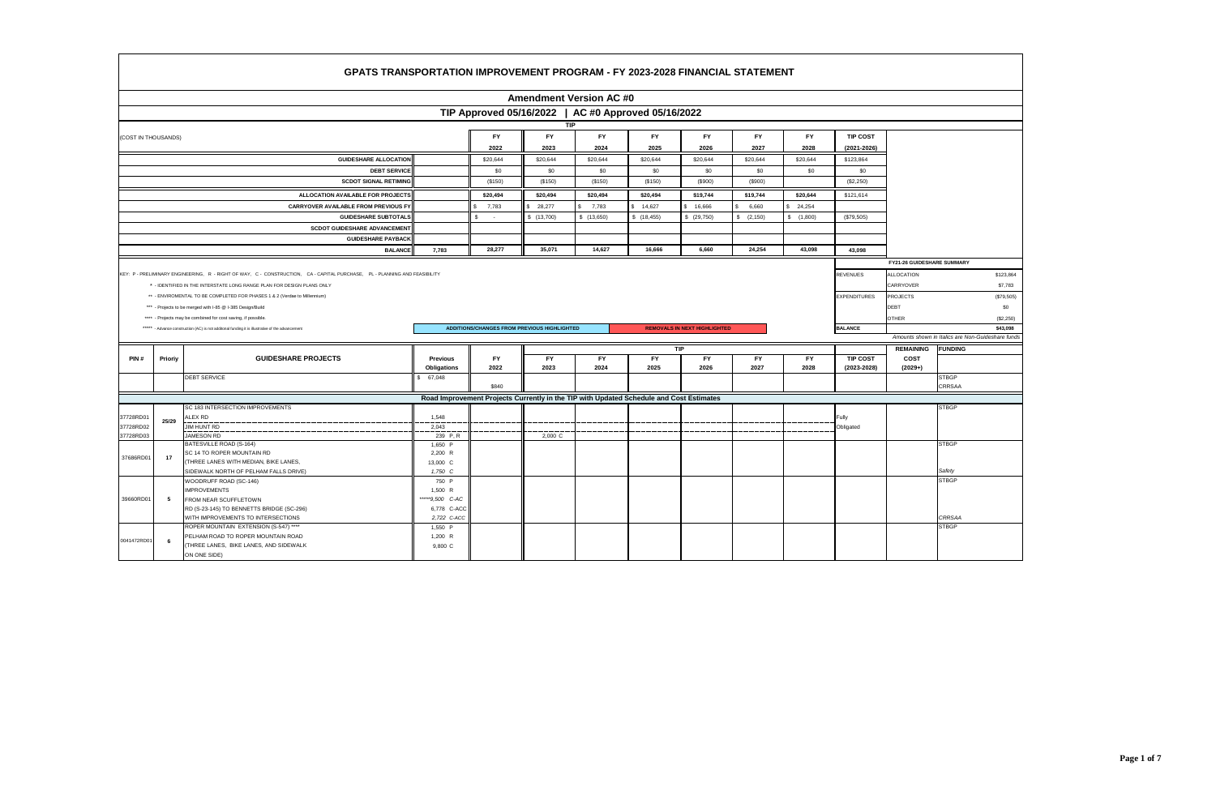# GPATS TRANSPORTATION IMPROVEMENT PROGRAM - FY 2023-2028 FINANCIAL STATEMENT

## Amendment Version AC #0

### TIP Approved 05/16/2022 | AC #0 Approved 05/16/2022

| (COST IN THOUSANDS) | | FY 2022 | FY 2023 | FY 2024 | FY 2025 | FY 2026 | FY 2027 | FY 2028 | TIP COST (2021-2026) |
|---|---|---|---|---|---|---|---|---|---|
| GUIDESHARE ALLOCATION | | $20,644 | $20,644 | $20,644 | $20,644 | $20,644 | $20,644 | $20,644 | $123,864 |
| DEBT SERVICE | | $0 | $0 | $0 | $0 | $0 | $0 | $0 | $0 |
| SCDOT SIGNAL RETIMING | | ($150) | ($150) | ($150) | ($150) | ($900) | ($900) | | ($2,250) |
| ALLOCATION AVAILABLE FOR PROJECTS | | $20,494 | $20,494 | $20,494 | $20,494 | $19,744 | $19,744 | $20,644 | $121,614 |
| CARRYOVER AVAILABLE FROM PREVIOUS FY | | $ 7,783 | $ 28,277 | $ 7,783 | $ 14,627 | $ 16,666 | $ 6,660 | $ 24,254 | |
| GUIDESHARE SUBTOTALS | | $ - | $ (13,700) | $ (13,650) | $ (18,455) | $ (29,750) | $ (2,150) | $ (1,800) | ($79,505) |
| SCDOT GUIDESHARE ADVANCEMENT | | | | | | | | | |
| GUIDESHARE PAYBACK | | | | | | | | | |
| BALANCE | 7,783 | 28,277 | 35,071 | 14,627 | 16,666 | 6,660 | 24,254 | 43,098 | 43,098 |

KEY: P - PRELIMINARY ENGINEERING, R - RIGHT OF WAY, C - CONSTRUCTION, CA - CAPITAL PURCHASE, PL - PLANNING AND FEASIBILITY

\* - IDENTIFIED IN THE INTERSTATE LONG RANGE PLAN FOR DESIGN PLANS ONLY

** - ENVIROMENTAL TO BE COMPLETED FOR PHASES 1 & 2 (Verdae to Millennium)

*** - Projects to be merged with I-85 @ I-385 Design/Build

**** - Projects may be combined for cost saving, if possible.

***** - Advance construction (AC) is not additional funding it is illustrative of the advancement

ADDITIONS/CHANGES FROM PREVIOUS HIGHLIGHTED | REMOVALS IN NEXT HIGHLIGHTED

**FY21-26 GUIDESHARE SUMMARY**

| | | |
|---|---|---|
| REVENUES | ALLOCATION | $123,864 |
| | CARRYOVER | $7,783 |
| EXPENDITURES | PROJECTS | ($79,505) |
| | DEBT | $0 |
| | OTHER | ($2,250) |
| BALANCE | | $43,098 |

*Amounts shown in Italics are Non-Guideshare funds*

| PIN # | Priority | GUIDESHARE PROJECTS | Previous Obligations | FY 2022 | FY 2023 | FY 2024 | FY 2025 | FY 2026 | FY 2027 | FY 2028 | TIP COST (2023-2028) | REMAINING COST (2029+) | FUNDING |
|---|---|---|---|---|---|---|---|---|---|---|---|---|---|
| | | DEBT SERVICE | $ 67,048 | $840 | | | | | | | | | STBGP<br>CRRSAA |
| **Road Improvement Projects Currently in the TIP with Updated Schedule and Cost Estimates** | | | | | | | | | | | | | |
| | 25/29 | SC 183 INTERSECTION IMPROVEMENTS | | | | | | | | | Fully Obligated | | STBGP |
| 37728RD01 | | ALEX RD | 1,548 | | | | | | | | | | |
| 37728RD02 | | JIM HUNT RD | 2,043 | | | | | | | | | | |
| 37728RD03 | | JAMESON RD | 239 P, R | | 2,000 C | | | | | | | | |
| 37686RD01 | 17 | BATESVILLE ROAD (S-164)<br>SC 14 TO ROPER MOUNTAIN RD<br>(THREE LANES WITH MEDIAN, BIKE LANES,<br>SIDEWALK NORTH OF PELHAM FALLS DRIVE) | 1,650 P<br>2,200 R<br>13,000 C<br>*1,750 C* | | | | | | | | | | STBGP<br>*Safety* |
| 39660RD01 | 5 | WOODRUFF ROAD (SC-146)<br>IMPROVEMENTS<br>FROM NEAR SCUFFLETOWN<br>RD (S-23-145) TO BENNETTS BRIDGE (SC-296)<br>WITH IMPROVEMENTS TO INTERSECTIONS | 750 P<br>1,500 R<br>*****9,500 C-AC<br>6,778 C-ACC<br>*2,722 C-ACC* | | | | | | | | | | STBGP<br>*CRRSAA* |
| 0041472RD01 | 6 | ROPER MOUNTAIN EXTENSION (S-547) ****<br>PELHAM ROAD TO ROPER MOUNTAIN ROAD<br>(THREE LANES, BIKE LANES, AND SIDEWALK<br>ON ONE SIDE) | 1,550 P<br>1,200 R<br>9,800 C | | | | | | | | | | STBGP |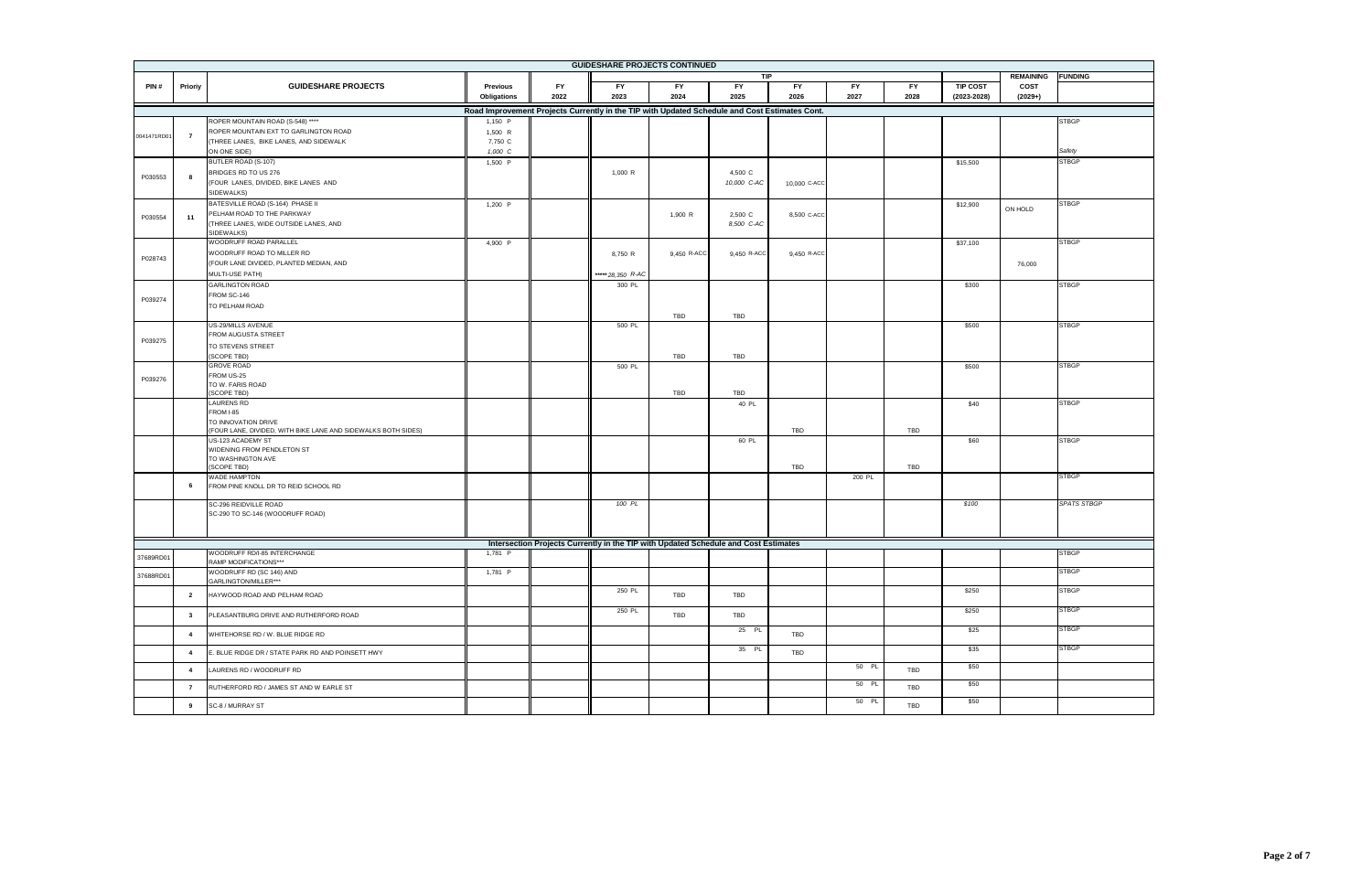## GUIDESHARE PROJECTS CONTINUED

| PIN # | Priority | GUIDESHARE PROJECTS | Previous Obligations | FY 2022 | FY 2023 | FY 2024 | FY 2025 | FY 2026 | FY 2027 | FY 2028 | TIP COST (2023-2028) | REMAINING COST (2029+) | FUNDING |
|---|---|---|---|---|---|---|---|---|---|---|---|---|---|
| | | | | | TIP | | | | | | | | |
| **Road Improvement Projects Currently in the TIP with Updated Schedule and Cost Estimates Cont.** | | | | | | | | | | | | | |
| 0041471RD01 | 7 | ROPER MOUNTAIN ROAD (S-548) ****<br>ROPER MOUNTAIN EXT TO GARLINGTON ROAD<br>(THREE LANES, BIKE LANES, AND SIDEWALK<br>ON ONE SIDE) | 1,150 P<br>1,500 R<br>7,750 C<br>*1,000 C* | | | | | | | | | | STBGP<br>*Safety* |
| P030553 | 8 | BUTLER ROAD (S-107)<br>BRIDGES RD TO US 276<br>(FOUR LANES, DIVIDED, BIKE LANES AND<br>SIDEWALKS) | 1,500 P | | 1,000 R | | 4,500 C<br>*10,000 C-AC* | 10,000 C-ACC | | | $15,500 | | STBGP |
| P030554 | 11 | BATESVILLE ROAD (S-164) PHASE II<br>PELHAM ROAD TO THE PARKWAY<br>(THREE LANES, WIDE OUTSIDE LANES, AND<br>SIDEWALKS) | 1,200 P | | | 1,900 R | 2,500 C<br>*8,500 C-AC* | 8,500 C-ACC | | | $12,900 | ON HOLD | STBGP |
| P028743 | | WOODRUFF ROAD PARALLEL<br>WOODRUFF ROAD TO MILLER RD<br>(FOUR LANE DIVIDED, PLANTED MEDIAN, AND<br>MULTI-USE PATH) | 4,900 P | | 8,750 R<br>*****28,350 R-AC* | 9,450 R-ACC | 9,450 R-ACC | 9,450 R-ACC | | | $37,100 | 76,000 | STBGP |
| P039274 | | GARLINGTON ROAD<br>FROM SC-146<br>TO PELHAM ROAD | | | 300 PL | TBD | TBD | | | | $300 | | STBGP |
| P039275 | | US-29/MILLS AVENUE<br>FROM AUGUSTA STREET<br>TO STEVENS STREET<br>(SCOPE TBD) | | | 500 PL | TBD | TBD | | | | $500 | | STBGP |
| P039276 | | GROVE ROAD<br>FROM US-25<br>TO W. FARIS ROAD<br>(SCOPE TBD) | | | 500 PL | TBD | TBD | | | | $500 | | STBGP |
| | | LAURENS RD<br>FROM I-85<br>TO INNOVATION DRIVE<br>(FOUR LANE, DIVIDED, WITH BIKE LANE AND SIDEWALKS BOTH SIDES) | | | | | 40 PL | TBD | | TBD | $40 | | STBGP |
| | | US-123 ACADEMY ST<br>WIDENING FROM PENDLETON ST<br>TO WASHINGTON AVE<br>(SCOPE TBD) | | | | | 60 PL | TBD | | TBD | $60 | | STBGP |
| | 6 | WADE HAMPTON<br>FROM PINE KNOLL DR TO REID SCHOOL RD | | | | | | | 200 PL | | | | STBGP |
| | | SC-296 REIDVILLE ROAD<br>SC-290 TO SC-146 (WOODRUFF ROAD) | | | *100 PL* | | | | | | *$100* | | *SPATS STBGP* |
| **Intersection Projects Currently in the TIP with Updated Schedule and Cost Estimates** | | | | | | | | | | | | | |
| 37689RD01 | | WOODRUFF RD/I-85 INTERCHANGE<br>RAMP MODIFICATIONS*** | 1,781 P | | | | | | | | | | STBGP |
| 37688RD01 | | WOODRUFF RD (SC 146) AND<br>GARLINGTON/MILLER*** | 1,781 P | | | | | | | | | | STBGP |
| | 2 | HAYWOOD ROAD AND PELHAM ROAD | | | 250 PL | TBD | TBD | | | | $250 | | STBGP |
| | 3 | PLEASANTBURG DRIVE AND RUTHERFORD ROAD | | | 250 PL | TBD | TBD | | | | $250 | | STBGP |
| | 4 | WHITEHORSE RD / W. BLUE RIDGE RD | | | | | 25 PL | TBD | | | $25 | | STBGP |
| | 4 | E. BLUE RIDGE DR / STATE PARK RD AND POINSETT HWY | | | | | 35 PL | TBD | | | $35 | | STBGP |
| | 4 | LAURENS RD / WOODRUFF RD | | | | | | | 50 PL | TBD | $50 | | |
| | 7 | RUTHERFORD RD / JAMES ST AND W EARLE ST | | | | | | | 50 PL | TBD | $50 | | |
| | 9 | SC-8 / MURRAY ST | | | | | | | 50 PL | TBD | $50 | | |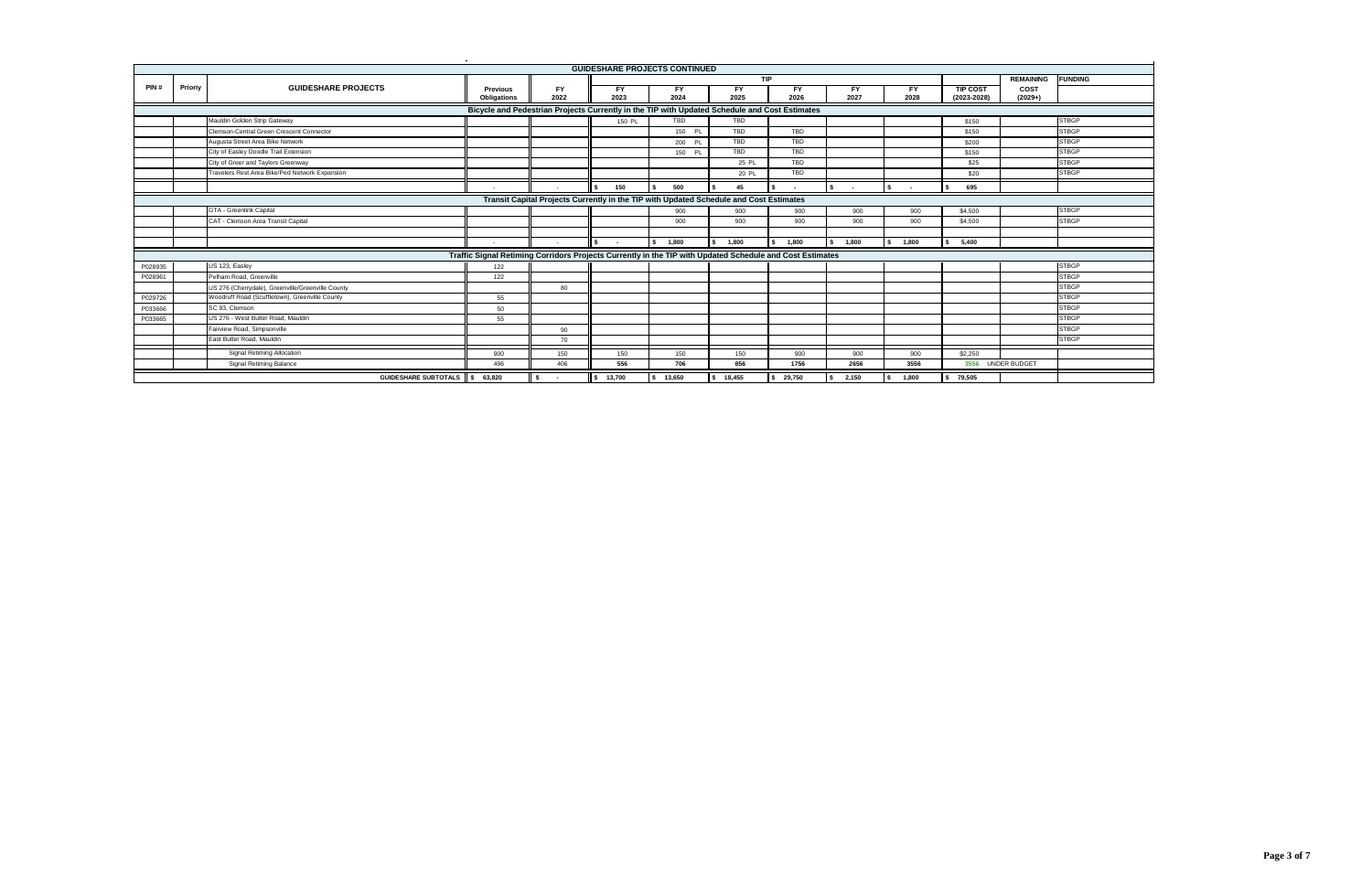# GUIDESHARE PROJECTS CONTINUED

| PIN # | Priority | GUIDESHARE PROJECTS | Previous Obligations | FY 2022 | TIP FY 2023 | FY 2024 | FY 2025 | FY 2026 | FY 2027 | FY 2028 | TIP COST (2023-2028) | REMAINING COST (2029+) | FUNDING |
|---|---|---|---|---|---|---|---|---|---|---|---|---|---|
| **Bicycle and Pedestrian Projects Currently in the TIP with Updated Schedule and Cost Estimates** | | | | | | | | | | | | | |
| | | Mauldin Golden Strip Gateway | | | 150 PL | TBD | TBD | | | | $150 | | STBGP |
| | | Clemson-Central Green Crescent Connector | | | | 150 PL | TBD | TBD | | | $150 | | STBGP |
| | | Augusta Street Area Bike Network | | | | 200 PL | TBD | TBD | | | $200 | | STBGP |
| | | City of Easley Doodle Trail Extension | | | | 150 PL | TBD | TBD | | | $150 | | STBGP |
| | | City of Greer and Taylors Greenway | | | | | 25 PL | TBD | | | $25 | | STBGP |
| | | Travelers Rest Area Bike/Ped Network Expansion | | | | | 20 PL | TBD | | | $20 | | STBGP |
| | | | - | - | $ 150 | $ 500 | $ 45 | $ - | $ - | $ - | $ 695 | | |
| **Transit Capital Projects Currently in the TIP with Updated Schedule and Cost Estimates** | | | | | | | | | | | | | |
| | | GTA - Greenlink Capital | | | | 900 | 900 | 900 | 900 | 900 | $4,500 | | STBGP |
| | | CAT - Clemson Area Transit Capital | | | | 900 | 900 | 900 | 900 | 900 | $4,500 | | STBGP |
| | | | | | | | | | | | | | |
| | | | - | - | $ - | $ 1,800 | $ 1,800 | $ 1,800 | $ 1,800 | $ 1,800 | $ 5,400 | | |
| **Traffic Signal Retiming Corridors Projects Currently in the TIP with Updated Schedule and Cost Estimates** | | | | | | | | | | | | | |
| P028935 | | US 123, Easley | 122 | | | | | | | | | | STBGP |
| P028961 | | Pelham Road, Greenville | 122 | | | | | | | | | | STBGP |
| | | US 276 (Cherrydale), Greenville/Greenville County | | 80 | | | | | | | | | STBGP |
| P029726 | | Woodruff Road (Scuffletown), Greenville County | 55 | | | | | | | | | | STBGP |
| P033666 | | SC 93, Clemson | 50 | | | | | | | | | | STBGP |
| P033665 | | US 276 - West Butler Road, Mauldin | 55 | | | | | | | | | | STBGP |
| | | Fairview Road, Simpsonville | | 90 | | | | | | | | | STBGP |
| | | East Butler Road, Mauldin | | 70 | | | | | | | | | STBGP |
| | | Signal Retiming Allocation | 900 | 150 | 150 | 150 | 150 | 900 | 900 | 900 | $2,250 | | |
| | | Signal Retiming Balance | 496 | 406 | 556 | 706 | 856 | 1756 | 2656 | 3556 | 3556 | UNDER BUDGET | |
| | | **GUIDESHARE SUBTOTALS** | $ 63,820 | $ - | $ 13,700 | $ 13,650 | $ 18,455 | $ 29,750 | $ 2,150 | $ 1,800 | $ 79,505 | | |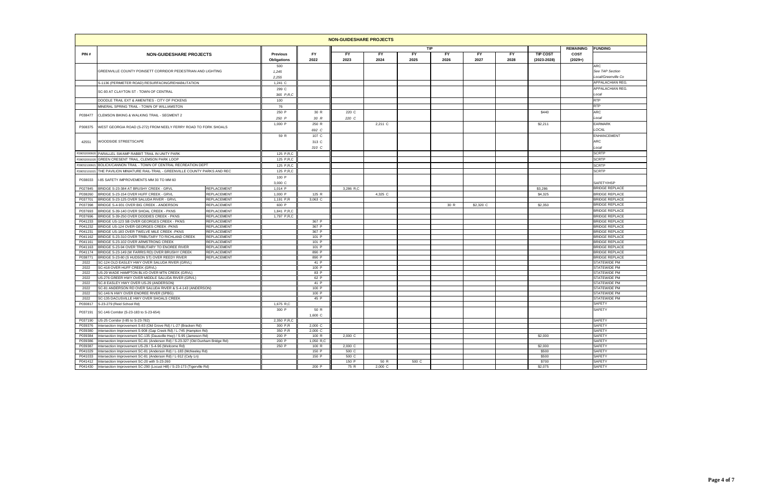# NON-GUIDESHARE PROJECTS

| PIN # | NON-GUIDESHARE PROJECTS | | Previous Obligations | FY 2022 | TIP FY 2023 | FY 2024 | FY 2025 | FY 2026 | FY 2027 | FY 2028 | TIP COST (2023-2028) | REMAINING COST (2029+) | FUNDING |
|---|---|---|---|---|---|---|---|---|---|---|---|---|---|
| | GREENVILLE COUNTY POINSETT CORRIDOR PEDESTRIAN AND LIGHTING | | 500<br>*1,245*<br>*2,255* | | | | | | | | | | ARC<br>*See TAP Section*<br>*Local/Greenville Co* |
| | S-1136 (PERIMETER ROAD) RESURFACING/REHABILITATION | | 1,241 C | | | | | | | | | | APPALACHIAN REG. |
| | SC-93 AT CLAYTON ST - TOWN OF CENTRAL | | 299 C<br>*365 P,R,C* | | | | | | | | | | APPALACHIAN REG.<br>*Local* |
| | DOODLE TRAIL EXT & AMENITIES - CITY OF PICKENS | | 100 | | | | | | | | | | RTP |
| | MINERAL SPRING TRAIL - TOWN OF WILLIAMSTON | | 76 | | | | | | | | | | RTP |
| P038477 | CLEMSON BIKING & WALKING TRAIL - SEGMENT 2 | | 250 P<br>*250 P* | 30 R<br>*30 R* | 220 C<br>*220 C* | | | | | | $440 | | ARC<br>*Local* |
| P308375 | WEST GEORGIA ROAD (S-272) FROM NEELY FERRY ROAD TO FORK SHOALS | | 1,000 P | 250 R<br>*692 C* | | 2,211 C | | | | | $2,211 | | EARMARK<br>*LOCAL* |
| 42551 | WOODSIDE STREETSCAPE | | 59 R | 107 C<br>313 C<br>*310 C* | | | | | | | | | ENHANCEMENT<br>ARC<br>*Local* |
| P28052000920 | PARALLEL SWAMP RABBIT TRAIL IN UNITY PARK | | 125 P,R,C | | | | | | | | | | SCRTP |
| P28052001020 | GREEN CRESENT TRAIL, CLEMSON PARK LOOP | | 125 P,R,C | | | | | | | | | | SCRTP |
| P28052100921 | BOLICK/CANNON TRAIL - TOWN OF CENTRAL RECREATION DEPT | | 125 P,R,C | | | | | | | | | | SCRTP |
| P28052101021 | THE PAVILION MINIATURE RAIL-TRAIL - GREENVILLE COUNTY PARKS AND REC | | 125 P,R,C | | | | | | | | | | SCRTP |
| P038033 | I-85 SAFETY IMPROVEMENTS MM 30 TO MM 60 | | 100 P<br>3,000 C | | | | | | | | | | SAFETY/HSP |
| P027845 | BRIDGE S-23-384 AT BRUSHY CREEK - GRVL | REPLACEMENT | 1,014 P | | 3,286 R,C | | | | | | $3,286 | | BRIDGE REPLACE |
| P038260 | BRIDGE S-23-154 OVER HUFF CREEK - GRVL | REPLACEMENT | 1,000 P | 125 R | | 4,325 C | | | | | $4,325 | | BRIDGE REPLACE |
| P037701 | BRIDGE S-23-125 OVER SALUDA RIVER - GRVL | REPLACEMENT | 1,191 P,R | 3,063 C | | | | | | | | | BRIDGE REPLACE |
| P037398 | BRIDGE S-4-931 OVER BIG CREEK - ANDERSON | REPLACEMENT | 600 P | | | | | 30 R | $2,320 C | | $2,350 | | BRIDGE REPLACE |
| P037693 | BRIDGE S-39-140 OVER SHOAL CREEK - PKNS | REPLACEMENT | 1,841 P,R,C | | | | | | | | | | BRIDGE REPLACE |
| P037696 | BRIDGE S-39-250 OVER DODDIES CREEK - PKNS | REPLACEMENT | 1,797 P,R,C | | | | | | | | | | BRIDGE REPLACE |
| P041233 | BRIDGE US-123 SB OVER GEORGES CREEK - PKNS | REPLACEMENT | | 367 P | | | | | | | | | BRIDGE REPLACE |
| P041232 | BRIDGE US-124 OVER GEORGES CREEK -PKNS | REPLACEMENT | | 367 P | | | | | | | | | BRIDGE REPLACE |
| P041231 | BRIDGE US-183 OVER TWELVE MILE CREEK -PKNS | REPLACEMENT | | 367 P | | | | | | | | | BRIDGE REPLACE |
| P041162 | BRIDGE S-23-310 OVER TRIBUTARY TO RICHLAND CREEK | REPLACEMENT | | 101 P | | | | | | | | | BRIDGE REPLACE |
| P041161 | BRIDGE S-23-102 OVER ARMSTRONG CREEK | REPLACEMENT | | 101 P | | | | | | | | | BRIDGE REPLACE |
| P041163 | BRIDGE S-23-94 OVER TRIBUTARY TO ENOREE RIVER | REPLACEMENT | | 101 P | | | | | | | | | BRIDGE REPLACE |
| P041174 | BRIDGE S-23-149 (W FARRIS RD) OVER BRUSHY CREEK | REPLACEMENT | | 890 P | | | | | | | | | BRIDGE REPLACE |
| P038771 | BRIDGE S-23-80 (S HUDSON ST) OVER REEDY RIVER | REPLACEMENT | | 890 P | | | | | | | | | BRIDGE REPLACE |
| 2022 | SC-124 OLD EASLEY HWY OVER SALUDA RIVER (GRVL) | | | 41 P | | | | | | | | | STATEWIDE PM |
| 2022 | SC-418 OVER HUFF CREEK (GRVL) | | | 100 P | | | | | | | | | STATEWIDE PM |
| 2022 | US-29 WADE HAMPTON BLVD OVER MTN CREEK (GRVL) | | | 83 P | | | | | | | | | STATEWIDE PM |
| 2022 | US-276 GREER HWY OVER MIDDLE SALUDA RIVER (GRVL) | | | 62 P | | | | | | | | | STATEWIDE PM |
| 2022 | SC-8 EASLEY HWY OVER US-29 (ANDERSON) | | | 41 P | | | | | | | | | STATEWIDE PM |
| 2022 | SC-81 ANDERSON RD OVER SALUDA RIVER & S-4-143 (ANDERSON) | | | 100 P | | | | | | | | | STATEWIDE PM |
| 2022 | SC-146 N HWY OVER ENOREE RIVER (SPBG) | | | 100 P | | | | | | | | | STATEWIDE PM |
| 2022 | SC-135 DACUSVILLE HWY OVER SHOALS CREEK | | | 45 P | | | | | | | | | STATEWIDE PM |
| P030817 | S-23-279 (Reid School Rd) | | 1,675 R,C | | | | | | | | | | SAFETY |
| P037191 | SC-146 Corridor (S-23-183 to S-23-654) | | 300 P | 50 R<br>1,600 C | | | | | | | | | SAFETY |
| P037190 | US-25 Corridor (I-85 to S-23-782) | | 2,350 P,R,C | | | | | | | | | | SAFETY |
| P039376 | Intersection Improvement S-83 (Old Grove Rd) / L-27 (Bracken Rd) | | 300 P,R | 2,000 C | | | | | | | | | SAFETY |
| P039380 | Intersection Improvement S-908 (Gap Creek Rd) / L-745 (Hampton Rd) | | 350 P,R | 2,000 C | | | | | | | | | SAFETY |
| P039384 | Intersection Improvement SC-135 (Dausville Hwy) / S-95 (Jameson Rd) | | 200 P | 100 R | 2,000 C | | | | | | $2,000 | | SAFETY |
| P039386 | Intersection Improvement SC-81 (Anderson Rd) / S-23-327 (Old Dunham Bridge Rd) | | 200 P | 1,050 R,C | | | | | | | | | SAFETY |
| P039387 | Intersection Improvement US-29 / S-4-96 (Welcome Rd) | | 250 P | 100 R | 2,000 C | | | | | | $2,000 | | SAFETY |
| P041029 | Intersection Improvement SC-81 (Anderson Rd) / L-183 (McNeeley Rd) | | | 150 P | 500 C | | | | | | $500 | | SAFETY |
| P041033 | Intersection Improvement SC-81 (Anderson Rd) / L-912 (Cely Ln) | | | 150 P | 500 C | | | | | | $500 | | SAFETY |
| P041412 | Intersection Improvement SC-20 with S-23-260 | | | | 150 P | 50 R | 500 C | | | | $700 | | SAFETY |
| P041430 | Intersection Improvement SC-290 (Locust Hill) / S-23-173 (Tigerville Rd) | | | 200 P | 75 R | 2,000 C | | | | | $2,075 | | SAFETY |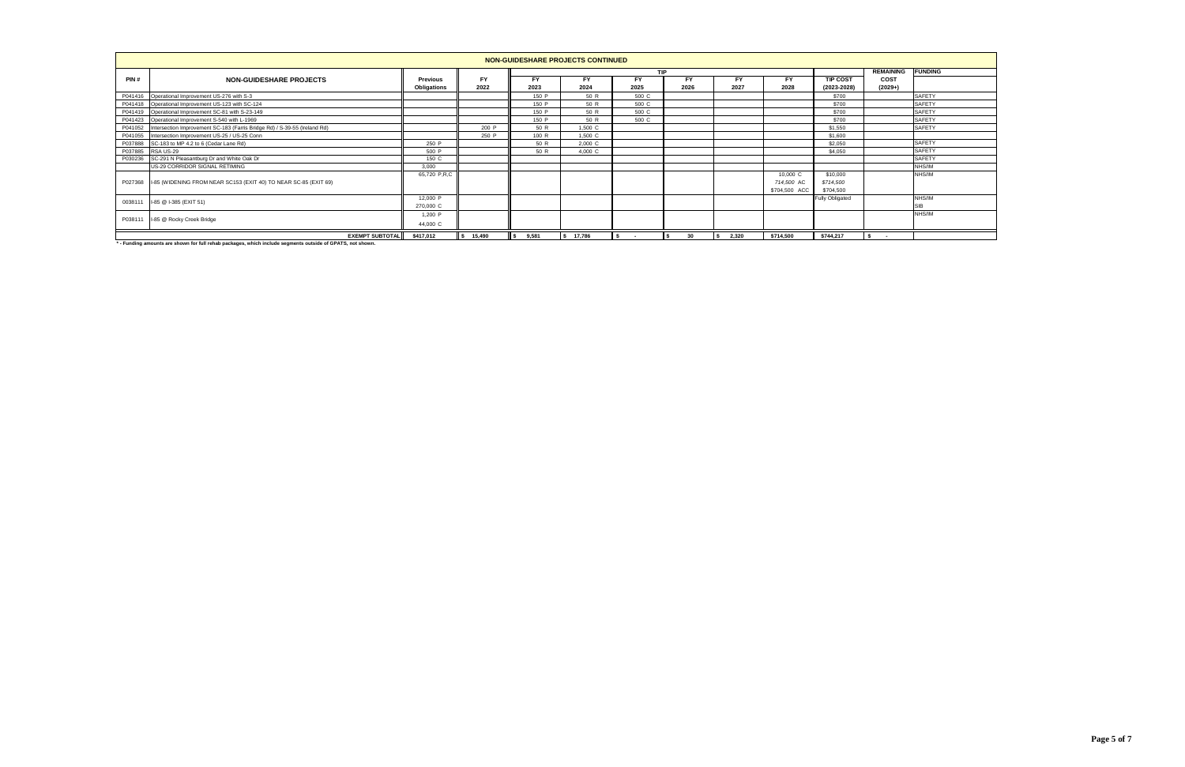## NON-GUIDESHARE PROJECTS CONTINUED

| PIN # | NON-GUIDESHARE PROJECTS | Previous Obligations | FY 2022 | FY 2023 | FY 2024 | FY 2025 | FY 2026 | FY 2027 | FY 2028 | TIP COST (2023-2028) | REMAINING COST (2029+) | FUNDING |
|---|---|---|---|---|---|---|---|---|---|---|---|---|
| | | | | TIP | | | | | | | | |
| P041416 | Operational Improvement US-276 with S-3 | | | 150 P | 50 R | 500 C | | | | $700 | | SAFETY |
| P041418 | Operational Improvement US-123 with SC-124 | | | 150 P | 50 R | 500 C | | | | $700 | | SAFETY |
| P041419 | Operational Improvement SC-81 with S-23-149 | | | 150 P | 50 R | 500 C | | | | $700 | | SAFETY |
| P041423 | Operational Improvement S-540 with L-1969 | | | 150 P | 50 R | 500 C | | | | $700 | | SAFETY |
| P041052 | Intersection Improvement SC-183 (Farris Bridge Rd) / S-39-55 (Ireland Rd) | | 200 P | 50 R | 1,500 C | | | | | $1,550 | | SAFETY |
| P041055 | Intersection Improvement US-25 / US-25 Conn | | 250 P | 100 R | 1,500 C | | | | | $1,600 | | |
| P037888 | SC-183 to MP 4.2 to 6 (Cedar Lane Rd) | 250 P | | 50 R | 2,000 C | | | | | $2,050 | | SAFETY |
| P037885 | RSA US-29 | 500 P | | 50 R | 4,000 C | | | | | $4,050 | | SAFETY |
| P030236 | SC-291 N Pleasantburg Dr and White Oak Dr | 150 C | | | | | | | | | | SAFETY |
| | US-29 CORRIDOR SIGNAL RETIMING | 3,000 | | | | | | | | | | NHS/IM |
| P027368 | I-85 (WIDENING FROM NEAR SC153 (EXIT 40) TO NEAR SC-85 (EXIT 69) | 65,720 P,R,C | | | | | | | 10,000 C<br>*714,500* AC<br>$704,500 ACC | $10,000<br>*$714,500*<br>$704,500 | | NHS/IM |
| 0038111 | I-85 @ I-385 (EXIT 51) | 12,000 P<br>270,000 C | | | | | | | | Fully Obligated | | NHS/IM<br>SIB |
| P038111 | I-85 @ Rocky Creek Bridge | 1,200 P<br>44,000 C | | | | | | | | | | NHS/IM |
| | **EXEMPT SUBTOTAL** | **$417,012** | **$ 15,490** | **$ 9,581** | **$ 17,786** | **$ -** | **$ 30** | **$ 2,320** | **$714,500** | **$744,217** | **$ -** | |

**\* - Funding amounts are shown for full rehab packages, which include segments outside of GPATS, not shown.**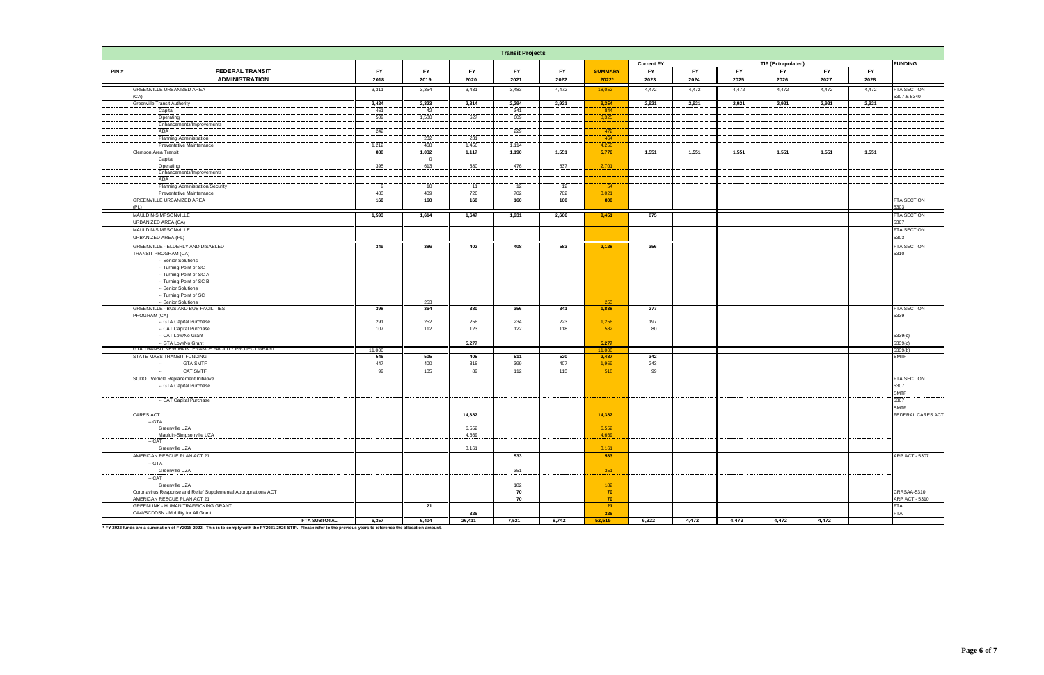# Transit Projects

| PIN # | FEDERAL TRANSIT ADMINISTRATION | FY 2018 | FY 2019 | FY 2020 | FY 2021 | FY 2022 | SUMMARY 2022* | Current FY FY 2023 | TIP (Extrapolated) FY 2024 | FY 2025 | FY 2026 | FY 2027 | FY 2028 | FUNDING |
|---|---|---|---|---|---|---|---|---|---|---|---|---|---|---|
| | GREENVILLE URBANIZED AREA (CA) | 3,311 | 3,354 | 3,431 | 3,483 | 4,472 | 18,052 | 4,472 | 4,472 | 4,472 | 4,472 | 4,472 | 4,472 | FTA SECTION 5307 & 5340 |
| | Greenville Transit Authority | 2,424 | 2,323 | 2,314 | 2,294 | 2,921 | 9,354 | 2,921 | 2,921 | 2,921 | 2,921 | 2,921 | 2,921 | |
| | Capital | 461 | 42 | | 341 | | 844 | | | | | | | |
| | Operating | 509 | 1,580 | 627 | 609 | | 3,325 | | | | | | | |
| | Enhancements/Improvements | | | | | | | | | | | | | |
| | ADA | 242 | | | 229 | | 472 | | | | | | | |
| | Planning Administration | | 232 | 231 | | | 464 | | | | | | | |
| | Preventative Maintenance | 1,212 | 468 | 1,456 | 1,114 | | 4,250 | | | | | | | |
| | Clemson Area Transit | 888 | 1,032 | 1,117 | 1,190 | 1,551 | 5,776 | 1,551 | 1,551 | 1,551 | 1,551 | 1,551 | 1,551 | |
| | Capital | | 0 | | | | | | | | | | | |
| | Operating | 395 | 613 | 380 | 476 | 837 | 2,701 | | | | | | | |
| | Enhancements/Improvements | | | | | | | | | | | | | |
| | ADA | | | | | | | | | | | | | |
| | Planning Administration/Security | 9 | 10 | 11 | 12 | 12 | 54 | | | | | | | |
| | Preventative Maintenance | 483 | 409 | 726 | 702 | 702 | 3,021 | | | | | | | |
| | GREENVILLE URBANIZED AREA (PL) | 160 | 160 | 160 | 160 | 160 | 800 | | | | | | | FTA SECTION 5303 |
| | MAULDIN-SIMPSONVILLE URBANIZED AREA (CA) | 1,593 | 1,614 | 1,647 | 1,931 | 2,666 | 9,451 | 875 | | | | | | FTA SECTION 5307 |
| | MAULDIN-SIMPSONVILLE URBANIZED AREA (PL) | | | | | | | | | | | | | FTA SECTION 5303 |
| | GREENVILLE - ELDERLY AND DISABLED TRANSIT PROGRAM (CA) | 349 | 386 | 402 | 408 | 583 | 2,128 | 356 | | | | | | FTA SECTION 5310 |
| | -- Senior Solutions | | | | | | | | | | | | | |
| | -- Turning Point of SC | | | | | | | | | | | | | |
| | -- Turning Point of SC A | | | | | | | | | | | | | |
| | -- Turning Point of SC B | | | | | | | | | | | | | |
| | -- Senior Solutions | | | | | | | | | | | | | |
| | -- Turning Point of SC | | | | | | | | | | | | | |
| | -- Senior Solutions | | 253 | | | | 253 | | | | | | | |
| | GREENVILLE - BUS AND BUS FACILITIES PROGRAM (CA) | 398 | 364 | 380 | 356 | 341 | 1,838 | 277 | | | | | | FTA SECTION 5339 |
| | -- GTA Capital Purchase | 291 | 252 | 256 | 234 | 223 | 1,256 | 197 | | | | | | |
| | -- CAT Capital Purchase | 107 | 112 | 123 | 122 | 118 | 582 | 80 | | | | | | |
| | -- CAT Low/No Grant | | | | | | | | | | | | | 5339(c) |
| | -- GTA Low/No Grant | | | 5,277 | | | 5,277 | | | | | | | 5339(c) |
| | GTA TRANSIT NEW MAINTENANCE FACILITY PROJECT GRANT | 11,000 | | | | | 11,000 | | | | | | | 5339(b) |
| | STATE MASS TRANSIT FUNDING | 546 | 505 | 405 | 511 | 520 | 2,487 | 342 | | | | | | SMTF |
| | -- GTA SMTF | 447 | 400 | 316 | 399 | 407 | 1,969 | 243 | | | | | | |
| | -- CAT SMTF | 99 | 105 | 89 | 112 | 113 | 518 | 99 | | | | | | |
| | SCDOT Vehicle Replacement Initiative | | | | | | | | | | | | | FTA SECTION |
| | -- GTA Capital Purchase | | | | | | | | | | | | | 5307 SMTF |
| | -- CAT Capital Purchase | | | | | | | | | | | | | 5307 SMTF |
| | CARES ACT | | | 14,382 | | | 14,382 | | | | | | | FEDERAL CARES ACT |
| | -- GTA | | | | | | | | | | | | | |
| | Greenville UZA | | | 6,552 | | | 6,552 | | | | | | | |
| | Mauldin-Simpsonville UZA | | | 4,669 | | | 4,669 | | | | | | | |
| | -- CAT | | | | | | | | | | | | | |
| | Greenville UZA | | | 3,161 | | | 3,161 | | | | | | | |
| | AMERICAN RESCUE PLAN ACT 21 | | | | 533 | | 533 | | | | | | | ARP ACT - 5307 |
| | -- GTA | | | | | | | | | | | | | |
| | Greenville UZA | | | | 351 | | 351 | | | | | | | |
| | -- CAT | | | | | | | | | | | | | |
| | Greenville UZA | | | | 182 | | 182 | | | | | | | |
| | Coronavirus Response and Relief Supplemental Appropriations ACT | | | | 70 | | 70 | | | | | | | CRRSAA-5310 |
| | AMERICAN RESCUE PLAN ACT 21 | | | | 70 | | 70 | | | | | | | ARP ACT - 5310 |
| | GREENLINK - HUMAN TRAFFICKING GRANT | | 21 | | | | 21 | | | | | | | FTA |
| | CA4I/SCDDSN - Mobility for All Grant | | | 326 | | | 326 | | | | | | | FTA |
| | FTA SUBTOTAL | 6,357 | 6,404 | 26,411 | 7,521 | 8,742 | 52,515 | 6,322 | 4,472 | 4,472 | 4,472 | 4,472 | | |

* FY 2022 funds are a summation of FY2018-2022. This is to comply with the FY2021-2026 STIP. Please refer to the previous years to reference the allocation amount.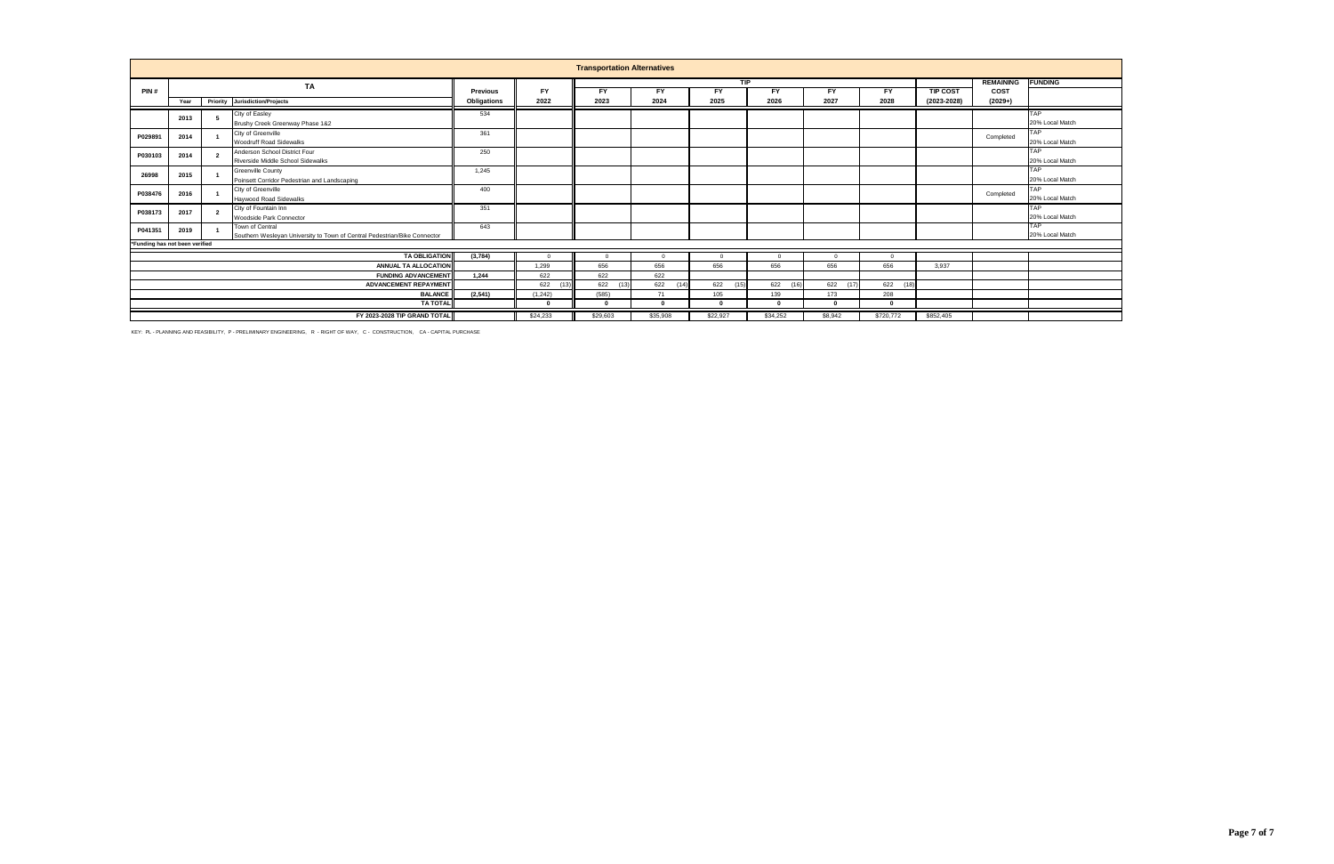# Transportation Alternatives

| PIN # | TA | | | Previous | FY | TIP | | | | | | TIP COST | REMAINING COST | FUNDING |
|---|---|---|---|---|---|---|---|---|---|---|---|---|---|---|
| | Year | Priority | Jurisdiction/Projects | Obligations | 2022 | FY 2023 | FY 2024 | FY 2025 | FY 2026 | FY 2027 | FY 2028 | (2023-2028) | (2029+) | |
| | 2013 | 5 | City of Easley<br>Brushy Creek Greenway Phase 1&2 | 534 | | | | | | | | | | TAP<br>20% Local Match |
| P029891 | 2014 | 1 | City of Greenville<br>Woodruff Road Sidewalks | 361 | | | | | | | | | Completed | TAP<br>20% Local Match |
| P030103 | 2014 | 2 | Anderson School District Four<br>Riverside Middle School Sidewalks | 250 | | | | | | | | | | TAP<br>20% Local Match |
| 26998 | 2015 | 1 | Greenville County<br>Poinsett Corridor Pedestrian and Landscaping | 1,245 | | | | | | | | | | TAP<br>20% Local Match |
| P038476 | 2016 | 1 | City of Greenville<br>Haywood Road Sidewalks | 400 | | | | | | | | | Completed | TAP<br>20% Local Match |
| P038173 | 2017 | 2 | City of Fountain Inn<br>Woodside Park Connector | 351 | | | | | | | | | | TAP<br>20% Local Match |
| P041351 | 2019 | 1 | Town of Central<br>Southern Wesleyan University to Town of Central Pedestrian/Bike Connector | 643 | | | | | | | | | | TAP<br>20% Local Match |
| *Funding has not been verified | | | | | | | | | | | | | | |
| | | | TA OBLIGATION | (3,784) | 0 | 0 | 0 | 0 | 0 | 0 | 0 | | | |
| | | | ANNUAL TA ALLOCATION | | 1,299 | 656 | 656 | 656 | 656 | 656 | 656 | 3,937 | | |
| | | | FUNDING ADVANCEMENT | 1,244 | 622 | 622 | 622 | | | | | | | |
| | | | ADVANCEMENT REPAYMENT | | 622 (13) | 622 (13) | 622 (14) | 622 (15) | 622 (16) | 622 (17) | 622 (18) | | | |
| | | | BALANCE | (2,541) | (1,242) | (585) | 71 | 105 | 139 | 173 | 208 | | | |
| | | | TA TOTAL | | 0 | 0 | 0 | 0 | 0 | 0 | 0 | | | |
| | | | FY 2023-2028 TIP GRAND TOTAL | | $24,233 | $29,603 | $35,908 | $22,927 | $34,252 | $8,942 | $720,772 | $852,405 | | |

KEY: PL - PLANNING AND FEASIBILITY, P - PRELIMINARY ENGINEERING, R - RIGHT OF WAY, C - CONSTRUCTION, CA - CAPITAL PURCHASE